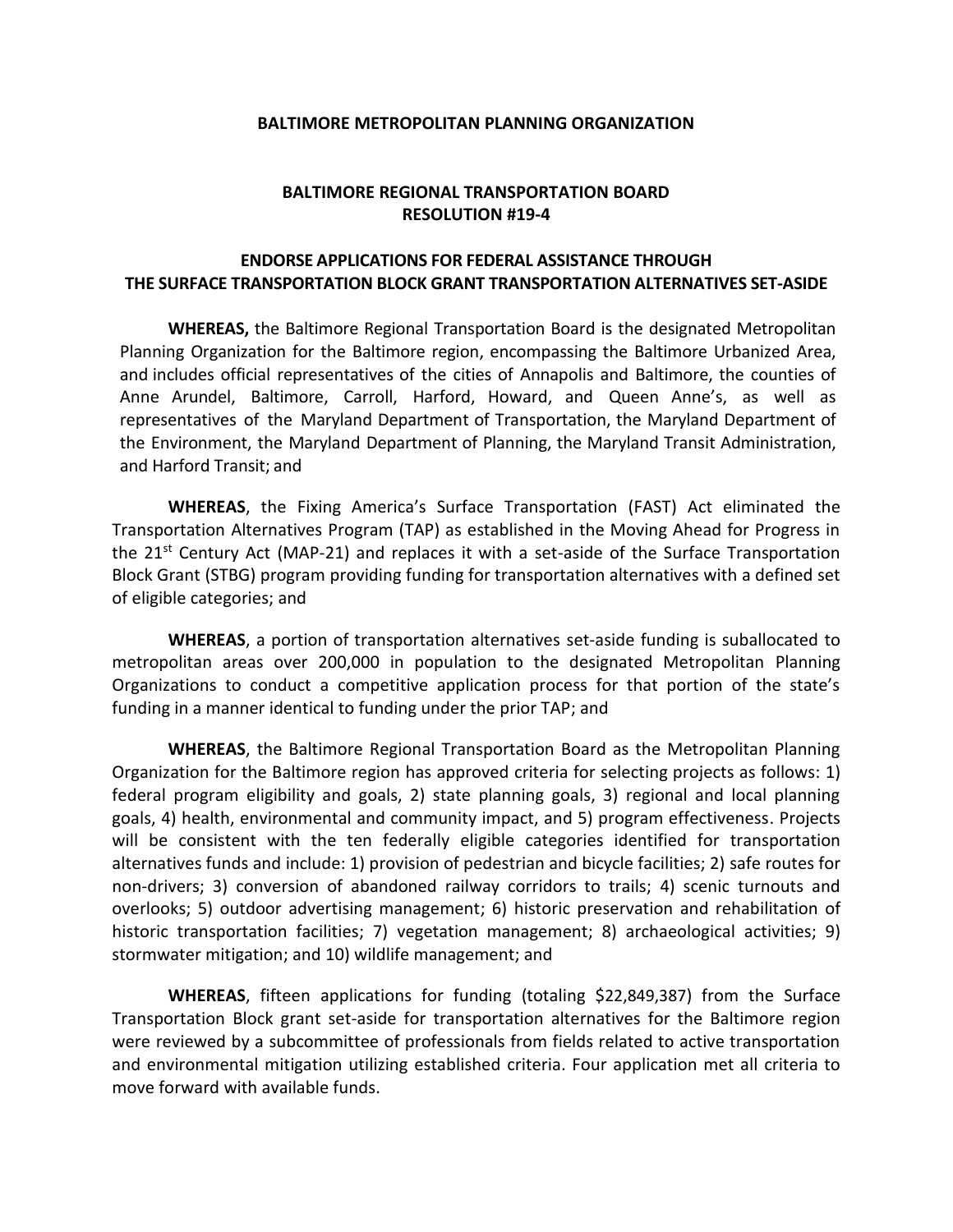**BALTIMORE METROPOLITAN PLANNING ORGANIZATION**

**BALTIMORE REGIONAL TRANSPORTATION BOARD**
**RESOLUTION #19-4**

**ENDORSE APPLICATIONS FOR FEDERAL ASSISTANCE THROUGH THE SURFACE TRANSPORTATION BLOCK GRANT TRANSPORTATION ALTERNATIVES SET-ASIDE**

**WHEREAS,** the Baltimore Regional Transportation Board is the designated Metropolitan Planning Organization for the Baltimore region, encompassing the Baltimore Urbanized Area, and includes official representatives of the cities of Annapolis and Baltimore, the counties of Anne Arundel, Baltimore, Carroll, Harford, Howard, and Queen Anne's, as well as representatives of the Maryland Department of Transportation, the Maryland Department of the Environment, the Maryland Department of Planning, the Maryland Transit Administration, and Harford Transit; and

**WHEREAS**, the Fixing America's Surface Transportation (FAST) Act eliminated the Transportation Alternatives Program (TAP) as established in the Moving Ahead for Progress in the 21st Century Act (MAP-21) and replaces it with a set-aside of the Surface Transportation Block Grant (STBG) program providing funding for transportation alternatives with a defined set of eligible categories; and

**WHEREAS**, a portion of transportation alternatives set-aside funding is suballocated to metropolitan areas over 200,000 in population to the designated Metropolitan Planning Organizations to conduct a competitive application process for that portion of the state's funding in a manner identical to funding under the prior TAP; and

**WHEREAS**, the Baltimore Regional Transportation Board as the Metropolitan Planning Organization for the Baltimore region has approved criteria for selecting projects as follows: 1) federal program eligibility and goals, 2) state planning goals, 3) regional and local planning goals, 4) health, environmental and community impact, and 5) program effectiveness. Projects will be consistent with the ten federally eligible categories identified for transportation alternatives funds and include: 1) provision of pedestrian and bicycle facilities; 2) safe routes for non-drivers; 3) conversion of abandoned railway corridors to trails; 4) scenic turnouts and overlooks; 5) outdoor advertising management; 6) historic preservation and rehabilitation of historic transportation facilities; 7) vegetation management; 8) archaeological activities; 9) stormwater mitigation; and 10) wildlife management; and

**WHEREAS**, fifteen applications for funding (totaling $22,849,387) from the Surface Transportation Block grant set-aside for transportation alternatives for the Baltimore region were reviewed by a subcommittee of professionals from fields related to active transportation and environmental mitigation utilizing established criteria. Four application met all criteria to move forward with available funds.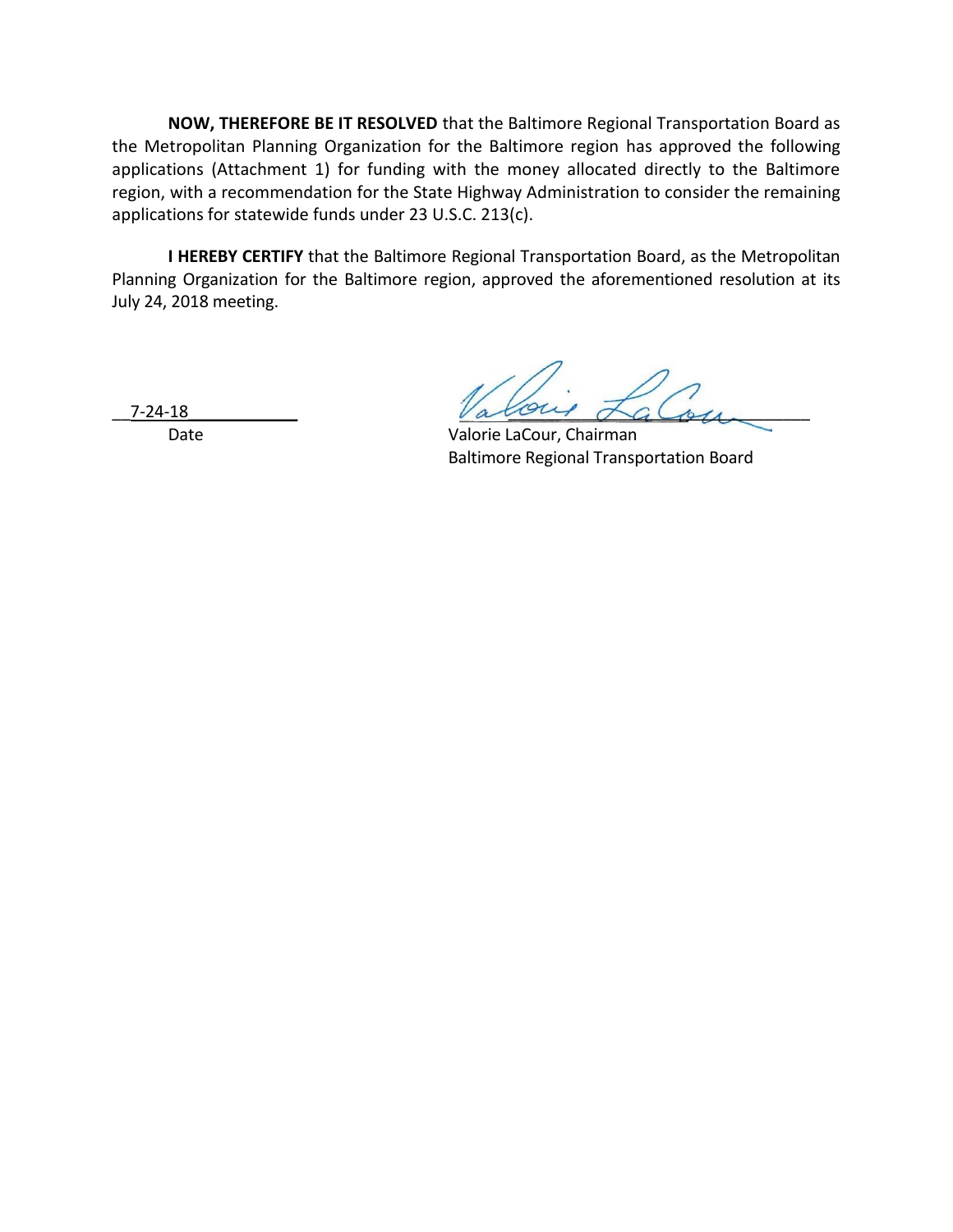**NOW, THEREFORE BE IT RESOLVED** that the Baltimore Regional Transportation Board as the Metropolitan Planning Organization for the Baltimore region has approved the following applications (Attachment 1) for funding with the money allocated directly to the Baltimore region, with a recommendation for the State Highway Administration to consider the remaining applications for statewide funds under 23 U.S.C. 213(c).

**I HEREBY CERTIFY** that the Baltimore Regional Transportation Board, as the Metropolitan Planning Organization for the Baltimore region, approved the aforementioned resolution at its July 24, 2018 meeting.

7-24-18
Date

Valorie LaCour, Chairman
Baltimore Regional Transportation Board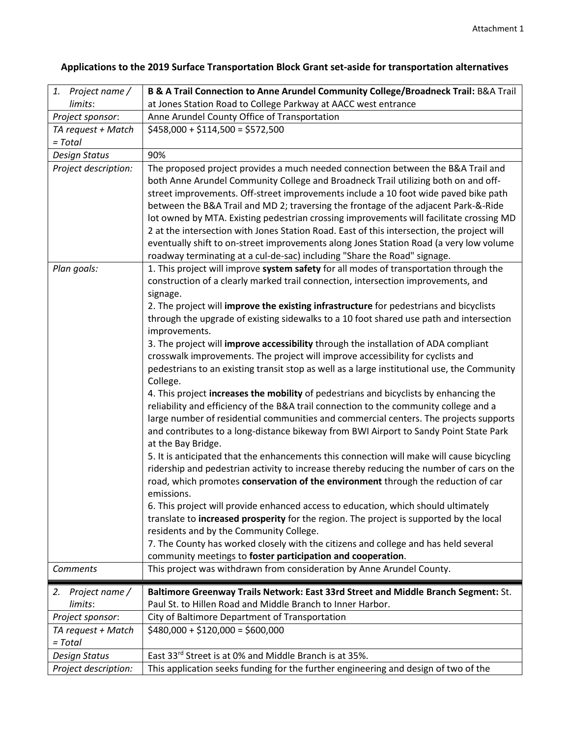**Applications to the 2019 Surface Transportation Block Grant set-aside for transportation alternatives**

| | |
|---|---|
| *1. Project name / limits*: | **B & A Trail Connection to Anne Arundel Community College/Broadneck Trail:** B&A Trail at Jones Station Road to College Parkway at AACC west entrance |
| *Project sponsor*: | Anne Arundel County Office of Transportation |
| *TA request + Match = Total* | $458,000 + $114,500 = $572,500 |
| *Design Status* | 90% |
| *Project description:* | The proposed project provides a much needed connection between the B&A Trail and both Anne Arundel Community College and Broadneck Trail utilizing both on and off-street improvements. Off-street improvements include a 10 foot wide paved bike path between the B&A Trail and MD 2; traversing the frontage of the adjacent Park-&-Ride lot owned by MTA. Existing pedestrian crossing improvements will facilitate crossing MD 2 at the intersection with Jones Station Road. East of this intersection, the project will eventually shift to on-street improvements along Jones Station Road (a very low volume roadway terminating at a cul-de-sac) including "Share the Road" signage. |
| *Plan goals:* | 1. This project will improve **system safety** for all modes of transportation through the construction of a clearly marked trail connection, intersection improvements, and signage.<br>2. The project will **improve the existing infrastructure** for pedestrians and bicyclists through the upgrade of existing sidewalks to a 10 foot shared use path and intersection improvements.<br>3. The project will **improve accessibility** through the installation of ADA compliant crosswalk improvements. The project will improve accessibility for cyclists and pedestrians to an existing transit stop as well as a large institutional use, the Community College.<br>4. This project **increases the mobility** of pedestrians and bicyclists by enhancing the reliability and efficiency of the B&A trail connection to the community college and a large number of residential communities and commercial centers. The projects supports and contributes to a long-distance bikeway from BWI Airport to Sandy Point State Park at the Bay Bridge.<br>5. It is anticipated that the enhancements this connection will make will cause bicycling ridership and pedestrian activity to increase thereby reducing the number of cars on the road, which promotes **conservation of the environment** through the reduction of car emissions.<br>6. This project will provide enhanced access to education, which should ultimately translate to **increased prosperity** for the region. The project is supported by the local residents and by the Community College.<br>7. The County has worked closely with the citizens and college and has held several community meetings to **foster participation and cooperation**. |
| *Comments* | This project was withdrawn from consideration by Anne Arundel County. |

| | |
|---|---|
| *2. Project name / limits*: | **Baltimore Greenway Trails Network: East 33rd Street and Middle Branch Segment:** St. Paul St. to Hillen Road and Middle Branch to Inner Harbor. |
| *Project sponsor*: | City of Baltimore Department of Transportation |
| *TA request + Match = Total* | $480,000 + $120,000 = $600,000 |
| *Design Status* | East 33rd Street is at 0% and Middle Branch is at 35%. |
| *Project description:* | This application seeks funding for the further engineering and design of two of the |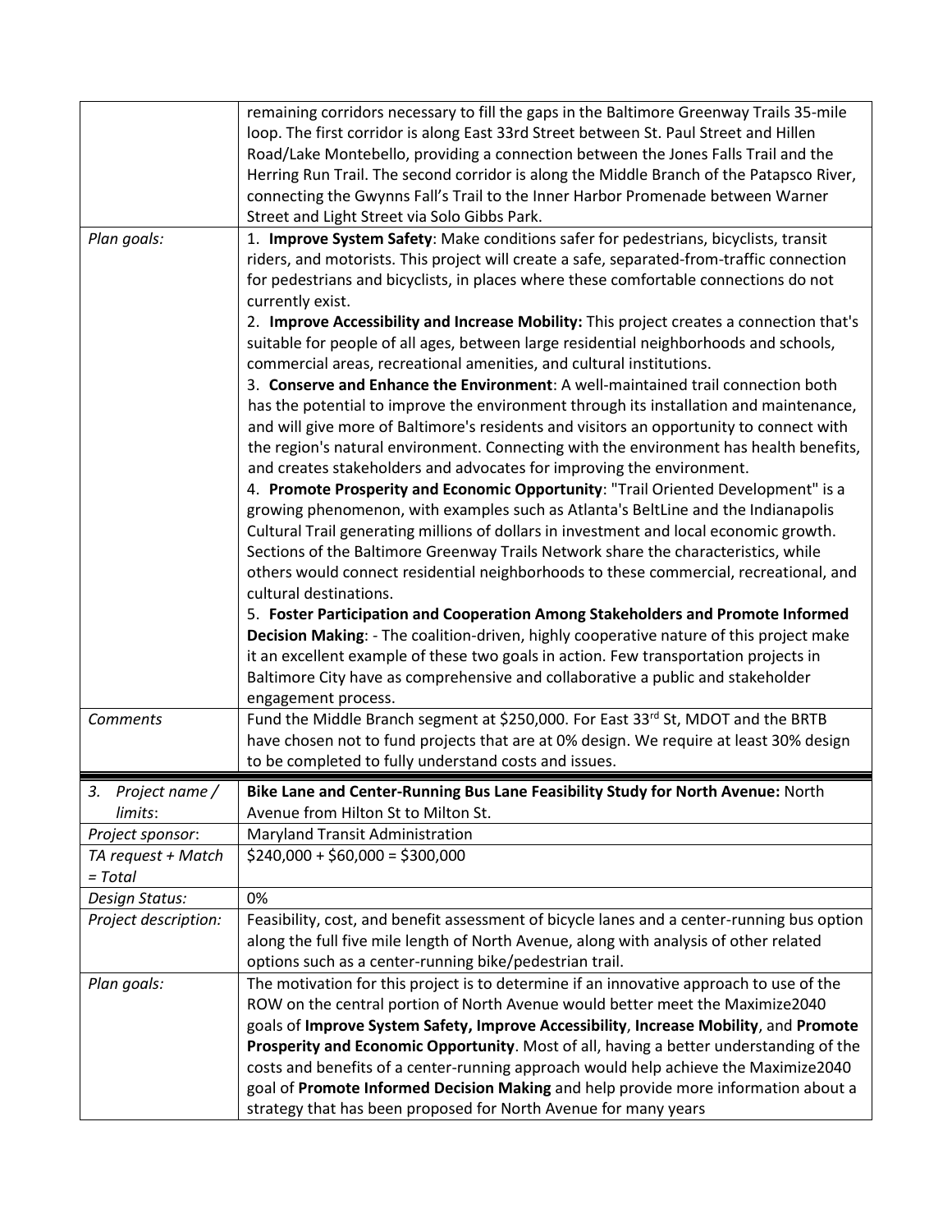|  |  |
|---|---|
|  | remaining corridors necessary to fill the gaps in the Baltimore Greenway Trails 35-mile loop. The first corridor is along East 33rd Street between St. Paul Street and Hillen Road/Lake Montebello, providing a connection between the Jones Falls Trail and the Herring Run Trail. The second corridor is along the Middle Branch of the Patapsco River, connecting the Gwynns Fall's Trail to the Inner Harbor Promenade between Warner Street and Light Street via Solo Gibbs Park. |
| *Plan goals:* | 1. **Improve System Safety**: Make conditions safer for pedestrians, bicyclists, transit riders, and motorists. This project will create a safe, separated-from-traffic connection for pedestrians and bicyclists, in places where these comfortable connections do not currently exist.<br>2. **Improve Accessibility and Increase Mobility:** This project creates a connection that's suitable for people of all ages, between large residential neighborhoods and schools, commercial areas, recreational amenities, and cultural institutions.<br>3. **Conserve and Enhance the Environment**: A well-maintained trail connection both has the potential to improve the environment through its installation and maintenance, and will give more of Baltimore's residents and visitors an opportunity to connect with the region's natural environment. Connecting with the environment has health benefits, and creates stakeholders and advocates for improving the environment.<br>4. **Promote Prosperity and Economic Opportunity**: "Trail Oriented Development" is a growing phenomenon, with examples such as Atlanta's BeltLine and the Indianapolis Cultural Trail generating millions of dollars in investment and local economic growth. Sections of the Baltimore Greenway Trails Network share the characteristics, while others would connect residential neighborhoods to these commercial, recreational, and cultural destinations.<br>5. **Foster Participation and Cooperation Among Stakeholders and Promote Informed Decision Making**: - The coalition-driven, highly cooperative nature of this project make it an excellent example of these two goals in action. Few transportation projects in Baltimore City have as comprehensive and collaborative a public and stakeholder engagement process. |
| *Comments* | Fund the Middle Branch segment at $250,000. For East 33rd St, MDOT and the BRTB have chosen not to fund projects that are at 0% design. We require at least 30% design to be completed to fully understand costs and issues. |

|  |  |
|---|---|
| *3. Project name / limits*: | **Bike Lane and Center-Running Bus Lane Feasibility Study for North Avenue:** North Avenue from Hilton St to Milton St. |
| *Project sponsor*: | Maryland Transit Administration |
| *TA request + Match = Total* | $240,000 + $60,000 = $300,000 |
| *Design Status:* | 0% |
| *Project description:* | Feasibility, cost, and benefit assessment of bicycle lanes and a center-running bus option along the full five mile length of North Avenue, along with analysis of other related options such as a center-running bike/pedestrian trail. |
| *Plan goals:* | The motivation for this project is to determine if an innovative approach to use of the ROW on the central portion of North Avenue would better meet the Maximize2040 goals of **Improve System Safety, Improve Accessibility**, **Increase Mobility**, and **Promote Prosperity and Economic Opportunity**. Most of all, having a better understanding of the costs and benefits of a center-running approach would help achieve the Maximize2040 goal of **Promote Informed Decision Making** and help provide more information about a strategy that has been proposed for North Avenue for many years |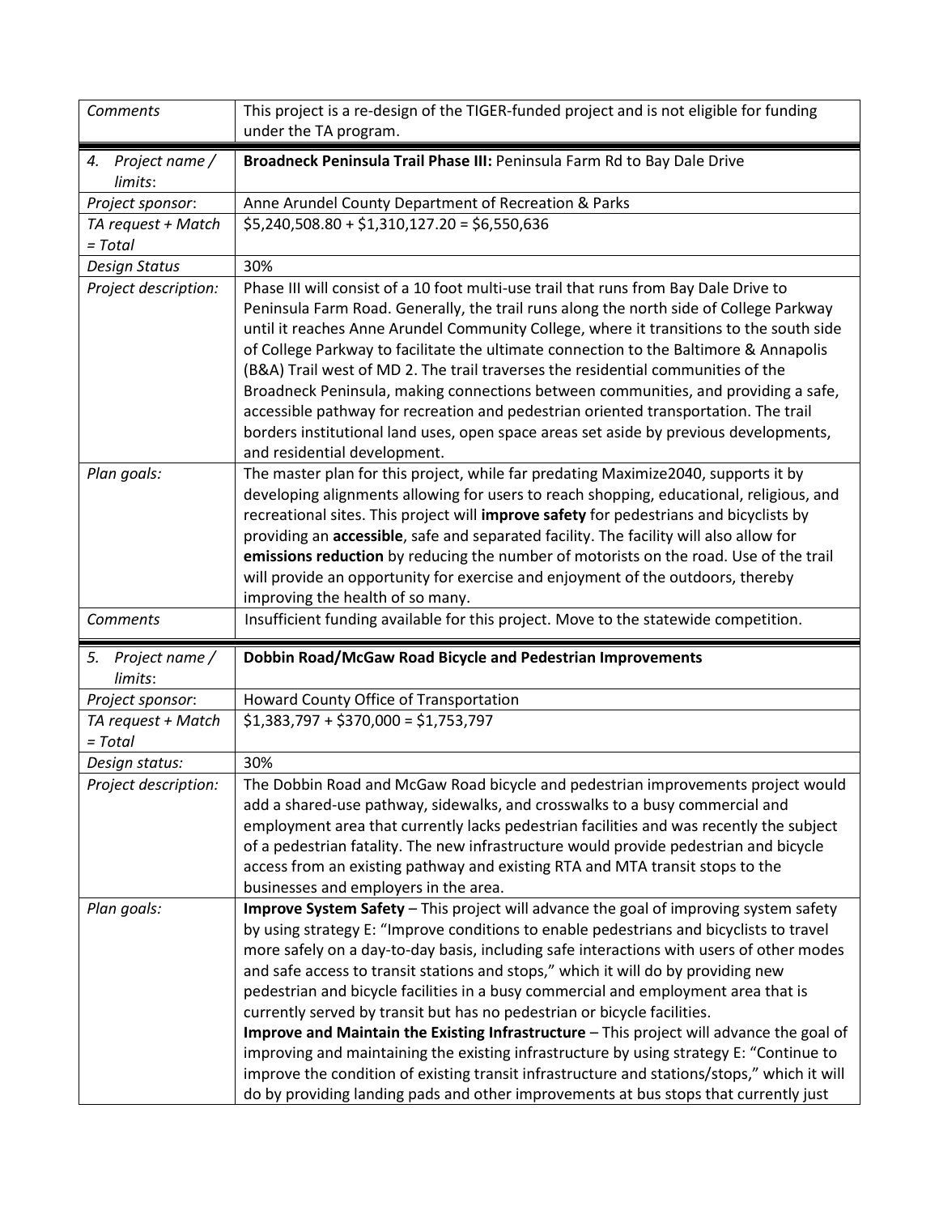| | |
|---|---|
| *Comments* | This project is a re-design of the TIGER-funded project and is not eligible for funding under the TA program. |

| | |
|---|---|
| *4. Project name / limits*: | **Broadneck Peninsula Trail Phase III:** Peninsula Farm Rd to Bay Dale Drive |
| *Project sponsor*: | Anne Arundel County Department of Recreation & Parks |
| *TA request + Match = Total* | $5,240,508.80 + $1,310,127.20 = $6,550,636 |
| *Design Status* | 30% |
| *Project description:* | Phase III will consist of a 10 foot multi-use trail that runs from Bay Dale Drive to Peninsula Farm Road. Generally, the trail runs along the north side of College Parkway until it reaches Anne Arundel Community College, where it transitions to the south side of College Parkway to facilitate the ultimate connection to the Baltimore & Annapolis (B&A) Trail west of MD 2. The trail traverses the residential communities of the Broadneck Peninsula, making connections between communities, and providing a safe, accessible pathway for recreation and pedestrian oriented transportation. The trail borders institutional land uses, open space areas set aside by previous developments, and residential development. |
| *Plan goals:* | The master plan for this project, while far predating Maximize2040, supports it by developing alignments allowing for users to reach shopping, educational, religious, and recreational sites. This project will **improve safety** for pedestrians and bicyclists by providing an **accessible**, safe and separated facility. The facility will also allow for **emissions reduction** by reducing the number of motorists on the road. Use of the trail will provide an opportunity for exercise and enjoyment of the outdoors, thereby improving the health of so many. |
| *Comments* | Insufficient funding available for this project. Move to the statewide competition. |

| | |
|---|---|
| *5. Project name / limits*: | **Dobbin Road/McGaw Road Bicycle and Pedestrian Improvements** |
| *Project sponsor*: | Howard County Office of Transportation |
| *TA request + Match = Total* | $1,383,797 + $370,000 = $1,753,797 |
| *Design status:* | 30% |
| *Project description:* | The Dobbin Road and McGaw Road bicycle and pedestrian improvements project would add a shared-use pathway, sidewalks, and crosswalks to a busy commercial and employment area that currently lacks pedestrian facilities and was recently the subject of a pedestrian fatality. The new infrastructure would provide pedestrian and bicycle access from an existing pathway and existing RTA and MTA transit stops to the businesses and employers in the area. |
| *Plan goals:* | **Improve System Safety** – This project will advance the goal of improving system safety by using strategy E: "Improve conditions to enable pedestrians and bicyclists to travel more safely on a day-to-day basis, including safe interactions with users of other modes and safe access to transit stations and stops," which it will do by providing new pedestrian and bicycle facilities in a busy commercial and employment area that is currently served by transit but has no pedestrian or bicycle facilities.<br>**Improve and Maintain the Existing Infrastructure** – This project will advance the goal of improving and maintaining the existing infrastructure by using strategy E: "Continue to improve the condition of existing transit infrastructure and stations/stops," which it will do by providing landing pads and other improvements at bus stops that currently just |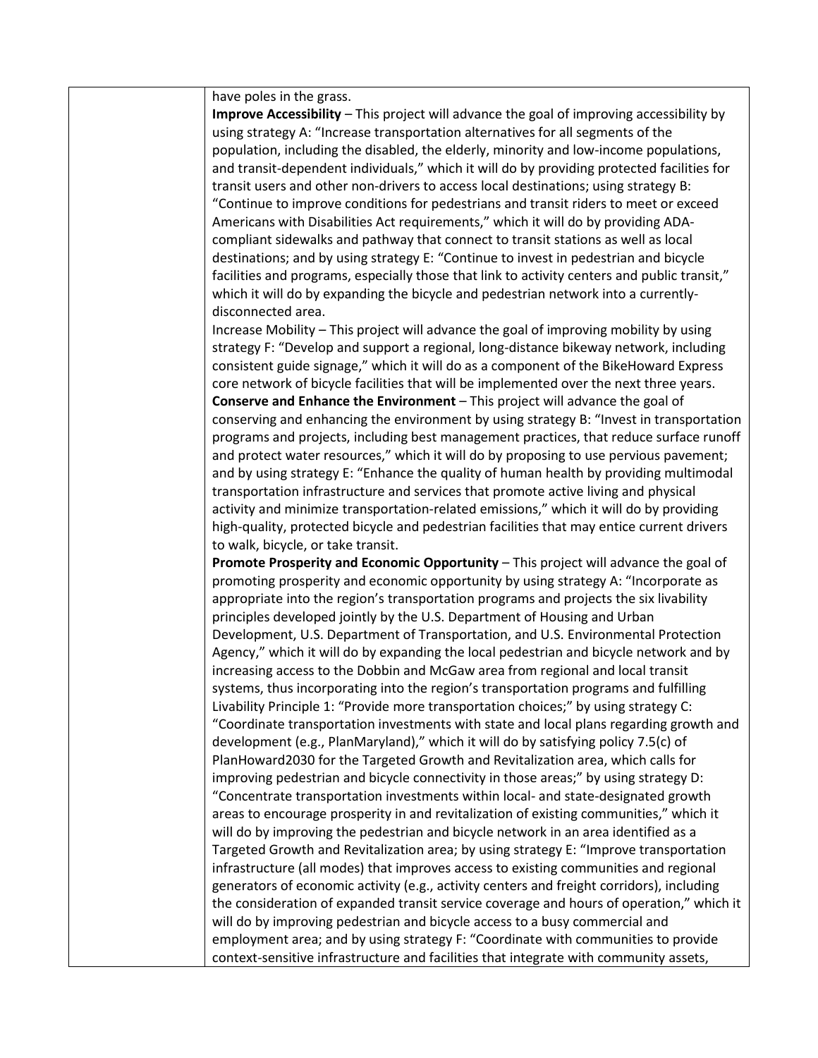| | have poles in the grass.<br>**Improve Accessibility** – This project will advance the goal of improving accessibility by using strategy A: "Increase transportation alternatives for all segments of the population, including the disabled, the elderly, minority and low-income populations, and transit-dependent individuals," which it will do by providing protected facilities for transit users and other non-drivers to access local destinations; using strategy B: "Continue to improve conditions for pedestrians and transit riders to meet or exceed Americans with Disabilities Act requirements," which it will do by providing ADA-compliant sidewalks and pathway that connect to transit stations as well as local destinations; and by using strategy E: "Continue to invest in pedestrian and bicycle facilities and programs, especially those that link to activity centers and public transit," which it will do by expanding the bicycle and pedestrian network into a currently-disconnected area.<br>Increase Mobility – This project will advance the goal of improving mobility by using strategy F: "Develop and support a regional, long-distance bikeway network, including consistent guide signage," which it will do as a component of the BikeHoward Express core network of bicycle facilities that will be implemented over the next three years.<br>**Conserve and Enhance the Environment** – This project will advance the goal of conserving and enhancing the environment by using strategy B: "Invest in transportation programs and projects, including best management practices, that reduce surface runoff and protect water resources," which it will do by proposing to use pervious pavement; and by using strategy E: "Enhance the quality of human health by providing multimodal transportation infrastructure and services that promote active living and physical activity and minimize transportation-related emissions," which it will do by providing high-quality, protected bicycle and pedestrian facilities that may entice current drivers to walk, bicycle, or take transit.<br>**Promote Prosperity and Economic Opportunity** – This project will advance the goal of promoting prosperity and economic opportunity by using strategy A: "Incorporate as appropriate into the region's transportation programs and projects the six livability principles developed jointly by the U.S. Department of Housing and Urban Development, U.S. Department of Transportation, and U.S. Environmental Protection Agency," which it will do by expanding the local pedestrian and bicycle network and by increasing access to the Dobbin and McGaw area from regional and local transit systems, thus incorporating into the region's transportation programs and fulfilling Livability Principle 1: "Provide more transportation choices;" by using strategy C: "Coordinate transportation investments with state and local plans regarding growth and development (e.g., PlanMaryland)," which it will do by satisfying policy 7.5(c) of PlanHoward2030 for the Targeted Growth and Revitalization area, which calls for improving pedestrian and bicycle connectivity in those areas;" by using strategy D: "Concentrate transportation investments within local- and state-designated growth areas to encourage prosperity in and revitalization of existing communities," which it will do by improving the pedestrian and bicycle network in an area identified as a Targeted Growth and Revitalization area; by using strategy E: "Improve transportation infrastructure (all modes) that improves access to existing communities and regional generators of economic activity (e.g., activity centers and freight corridors), including the consideration of expanded transit service coverage and hours of operation," which it will do by improving pedestrian and bicycle access to a busy commercial and employment area; and by using strategy F: "Coordinate with communities to provide context-sensitive infrastructure and facilities that integrate with community assets, |
|---|---|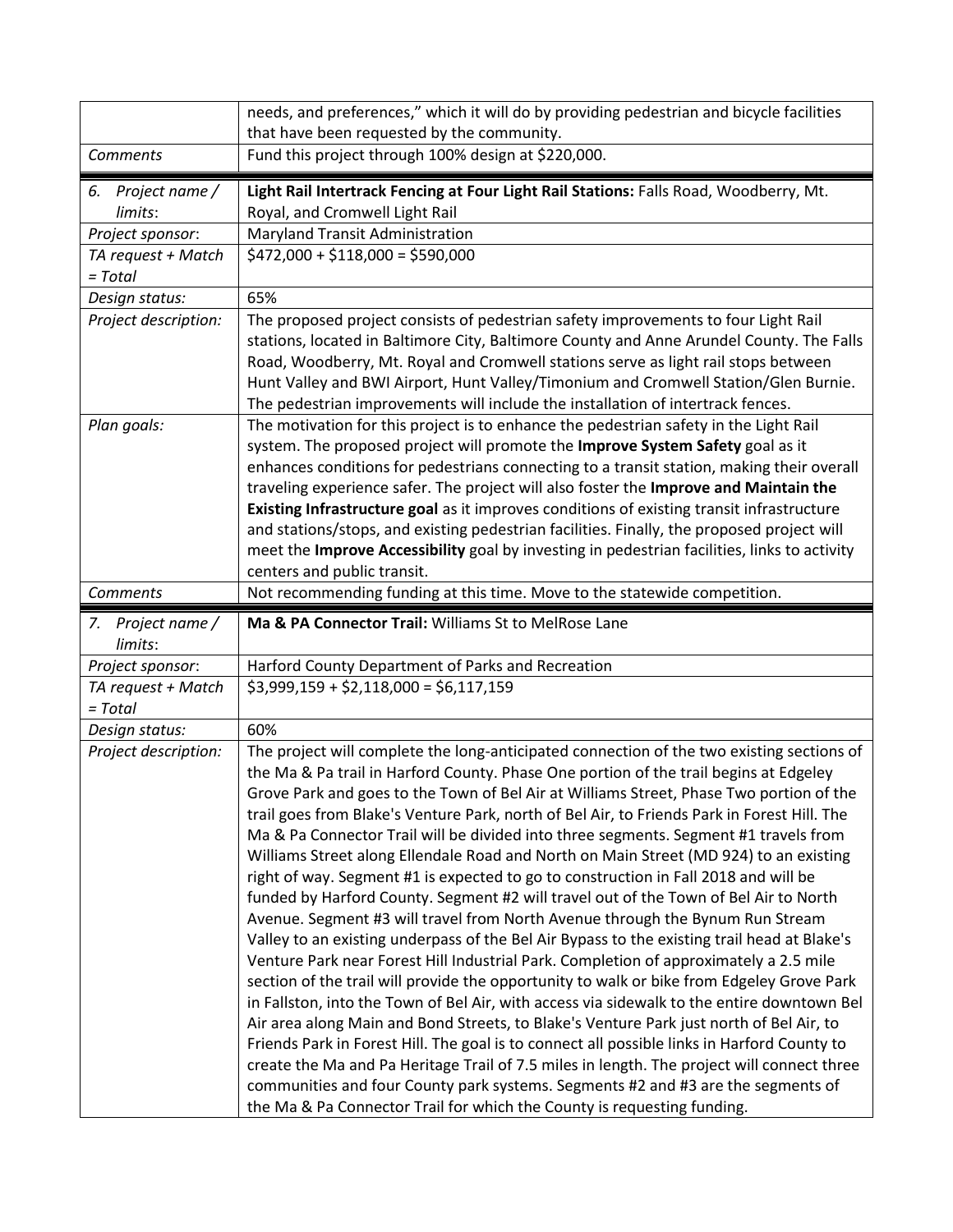| | |
|---|---|
| | needs, and preferences," which it will do by providing pedestrian and bicycle facilities that have been requested by the community. |
| *Comments* | Fund this project through 100% design at $220,000. |

| | |
|---|---|
| *6. Project name / limits*: | **Light Rail Intertrack Fencing at Four Light Rail Stations:** Falls Road, Woodberry, Mt. Royal, and Cromwell Light Rail |
| *Project sponsor*: | Maryland Transit Administration |
| *TA request + Match = Total* | $472,000 + $118,000 = $590,000 |
| *Design status:* | 65% |
| *Project description:* | The proposed project consists of pedestrian safety improvements to four Light Rail stations, located in Baltimore City, Baltimore County and Anne Arundel County. The Falls Road, Woodberry, Mt. Royal and Cromwell stations serve as light rail stops between Hunt Valley and BWI Airport, Hunt Valley/Timonium and Cromwell Station/Glen Burnie. The pedestrian improvements will include the installation of intertrack fences. |
| *Plan goals:* | The motivation for this project is to enhance the pedestrian safety in the Light Rail system. The proposed project will promote the **Improve System Safety** goal as it enhances conditions for pedestrians connecting to a transit station, making their overall traveling experience safer. The project will also foster the **Improve and Maintain the Existing Infrastructure goal** as it improves conditions of existing transit infrastructure and stations/stops, and existing pedestrian facilities. Finally, the proposed project will meet the **Improve Accessibility** goal by investing in pedestrian facilities, links to activity centers and public transit. |
| *Comments* | Not recommending funding at this time. Move to the statewide competition. |

| | |
|---|---|
| *7. Project name / limits*: | **Ma & PA Connector Trail:** Williams St to MelRose Lane |
| *Project sponsor*: | Harford County Department of Parks and Recreation |
| *TA request + Match = Total* | $3,999,159 + $2,118,000 = $6,117,159 |
| *Design status:* | 60% |
| *Project description:* | The project will complete the long-anticipated connection of the two existing sections of the Ma & Pa trail in Harford County. Phase One portion of the trail begins at Edgeley Grove Park and goes to the Town of Bel Air at Williams Street, Phase Two portion of the trail goes from Blake's Venture Park, north of Bel Air, to Friends Park in Forest Hill. The Ma & Pa Connector Trail will be divided into three segments. Segment #1 travels from Williams Street along Ellendale Road and North on Main Street (MD 924) to an existing right of way. Segment #1 is expected to go to construction in Fall 2018 and will be funded by Harford County. Segment #2 will travel out of the Town of Bel Air to North Avenue. Segment #3 will travel from North Avenue through the Bynum Run Stream Valley to an existing underpass of the Bel Air Bypass to the existing trail head at Blake's Venture Park near Forest Hill Industrial Park. Completion of approximately a 2.5 mile section of the trail will provide the opportunity to walk or bike from Edgeley Grove Park in Fallston, into the Town of Bel Air, with access via sidewalk to the entire downtown Bel Air area along Main and Bond Streets, to Blake's Venture Park just north of Bel Air, to Friends Park in Forest Hill. The goal is to connect all possible links in Harford County to create the Ma and Pa Heritage Trail of 7.5 miles in length. The project will connect three communities and four County park systems. Segments #2 and #3 are the segments of the Ma & Pa Connector Trail for which the County is requesting funding. |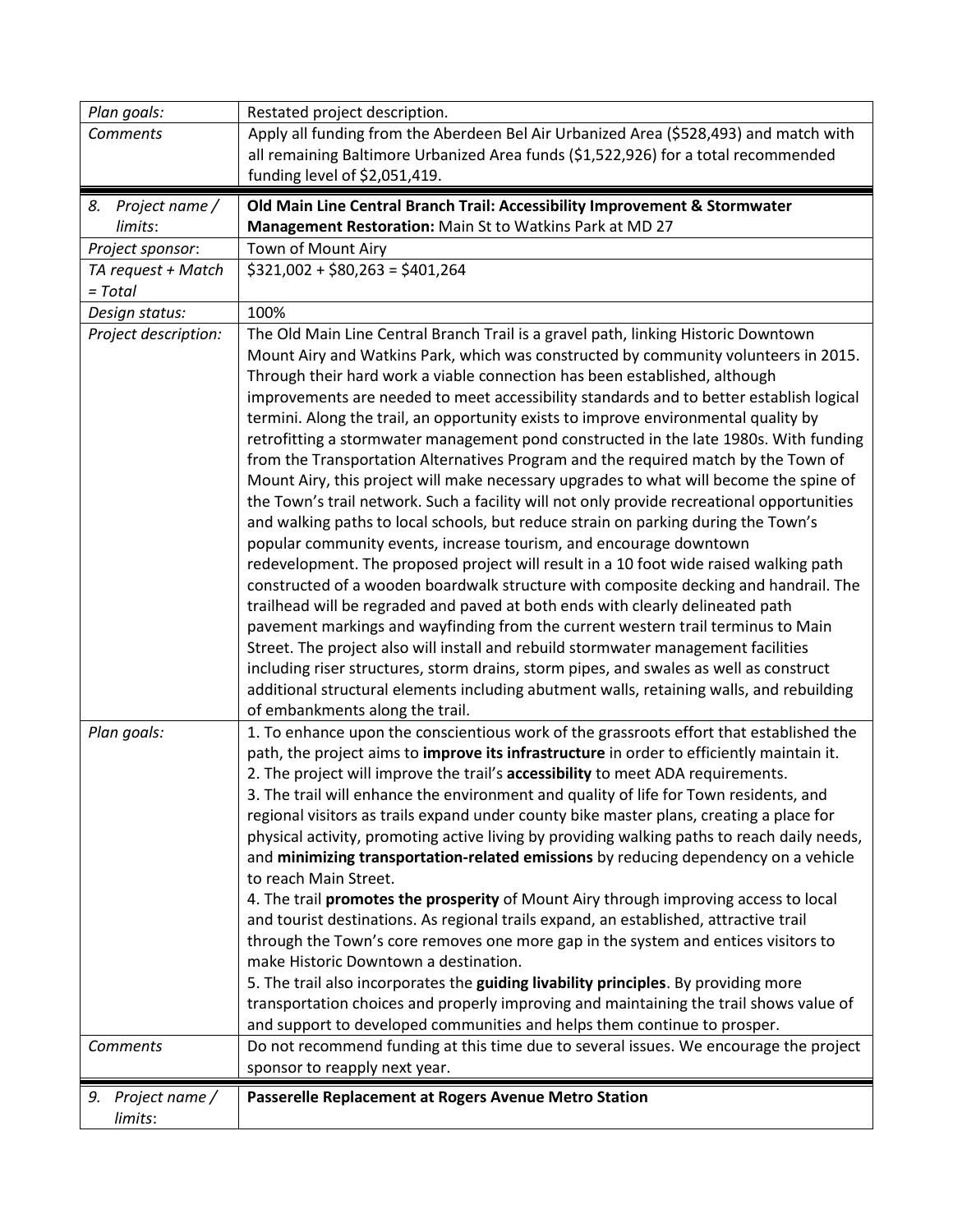| | |
|---|---|
| *Plan goals:* | Restated project description. |
| *Comments* | Apply all funding from the Aberdeen Bel Air Urbanized Area ($528,493) and match with all remaining Baltimore Urbanized Area funds ($1,522,926) for a total recommended funding level of $2,051,419. |

| | |
|---|---|
| *8. Project name / limits*: | **Old Main Line Central Branch Trail: Accessibility Improvement & Stormwater Management Restoration:** Main St to Watkins Park at MD 27 |
| *Project sponsor*: | Town of Mount Airy |
| *TA request + Match = Total* | $321,002 + $80,263 = $401,264 |
| *Design status:* | 100% |
| *Project description:* | The Old Main Line Central Branch Trail is a gravel path, linking Historic Downtown Mount Airy and Watkins Park, which was constructed by community volunteers in 2015. Through their hard work a viable connection has been established, although improvements are needed to meet accessibility standards and to better establish logical termini. Along the trail, an opportunity exists to improve environmental quality by retrofitting a stormwater management pond constructed in the late 1980s. With funding from the Transportation Alternatives Program and the required match by the Town of Mount Airy, this project will make necessary upgrades to what will become the spine of the Town's trail network. Such a facility will not only provide recreational opportunities and walking paths to local schools, but reduce strain on parking during the Town's popular community events, increase tourism, and encourage downtown redevelopment. The proposed project will result in a 10 foot wide raised walking path constructed of a wooden boardwalk structure with composite decking and handrail. The trailhead will be regraded and paved at both ends with clearly delineated path pavement markings and wayfinding from the current western trail terminus to Main Street. The project also will install and rebuild stormwater management facilities including riser structures, storm drains, storm pipes, and swales as well as construct additional structural elements including abutment walls, retaining walls, and rebuilding of embankments along the trail. |
| *Plan goals:* | 1. To enhance upon the conscientious work of the grassroots effort that established the path, the project aims to **improve its infrastructure** in order to efficiently maintain it.<br>2. The project will improve the trail's **accessibility** to meet ADA requirements.<br>3. The trail will enhance the environment and quality of life for Town residents, and regional visitors as trails expand under county bike master plans, creating a place for physical activity, promoting active living by providing walking paths to reach daily needs, and **minimizing transportation-related emissions** by reducing dependency on a vehicle to reach Main Street.<br>4. The trail **promotes the prosperity** of Mount Airy through improving access to local and tourist destinations. As regional trails expand, an established, attractive trail through the Town's core removes one more gap in the system and entices visitors to make Historic Downtown a destination.<br>5. The trail also incorporates the **guiding livability principles**. By providing more transportation choices and properly improving and maintaining the trail shows value of and support to developed communities and helps them continue to prosper. |
| *Comments* | Do not recommend funding at this time due to several issues. We encourage the project sponsor to reapply next year. |

| | |
|---|---|
| *9. Project name / limits*: | **Passerelle Replacement at Rogers Avenue Metro Station** |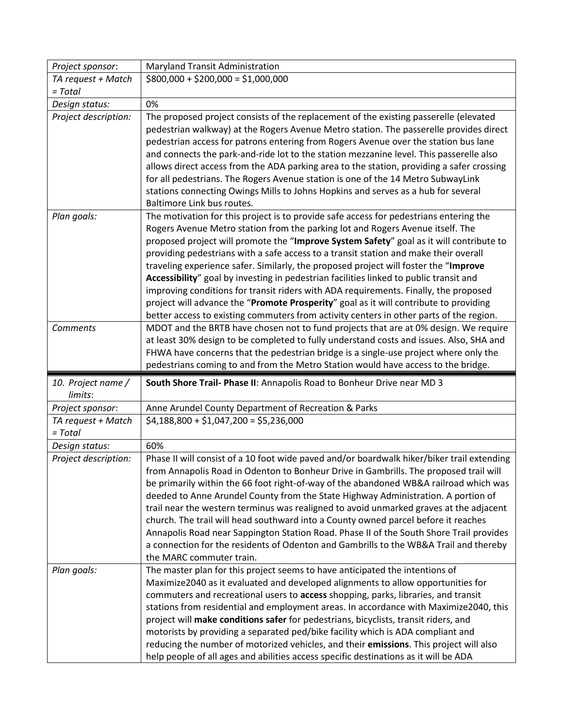| | |
|---|---|
| *Project sponsor*: | Maryland Transit Administration |
| *TA request + Match = Total* | $800,000 + $200,000 = $1,000,000 |
| *Design status:* | 0% |
| *Project description:* | The proposed project consists of the replacement of the existing passerelle (elevated pedestrian walkway) at the Rogers Avenue Metro station. The passerelle provides direct pedestrian access for patrons entering from Rogers Avenue over the station bus lane and connects the park-and-ride lot to the station mezzanine level. This passerelle also allows direct access from the ADA parking area to the station, providing a safer crossing for all pedestrians. The Rogers Avenue station is one of the 14 Metro SubwayLink stations connecting Owings Mills to Johns Hopkins and serves as a hub for several Baltimore Link bus routes. |
| *Plan goals:* | The motivation for this project is to provide safe access for pedestrians entering the Rogers Avenue Metro station from the parking lot and Rogers Avenue itself. The proposed project will promote the "**Improve System Safety**" goal as it will contribute to providing pedestrians with a safe access to a transit station and make their overall traveling experience safer. Similarly, the proposed project will foster the "**Improve Accessibility**" goal by investing in pedestrian facilities linked to public transit and improving conditions for transit riders with ADA requirements. Finally, the proposed project will advance the "**Promote Prosperity**" goal as it will contribute to providing better access to existing commuters from activity centers in other parts of the region. |
| *Comments* | MDOT and the BRTB have chosen not to fund projects that are at 0% design. We require at least 30% design to be completed to fully understand costs and issues. Also, SHA and FHWA have concerns that the pedestrian bridge is a single-use project where only the pedestrians coming to and from the Metro Station would have access to the bridge. |

| | |
|---|---|
| *10. Project name / limits*: | **South Shore Trail- Phase II**: Annapolis Road to Bonheur Drive near MD 3 |
| *Project sponsor*: | Anne Arundel County Department of Recreation & Parks |
| *TA request + Match = Total* | $4,188,800 + $1,047,200 = $5,236,000 |
| *Design status:* | 60% |
| *Project description:* | Phase II will consist of a 10 foot wide paved and/or boardwalk hiker/biker trail extending from Annapolis Road in Odenton to Bonheur Drive in Gambrills. The proposed trail will be primarily within the 66 foot right-of-way of the abandoned WB&A railroad which was deeded to Anne Arundel County from the State Highway Administration. A portion of trail near the western terminus was realigned to avoid unmarked graves at the adjacent church. The trail will head southward into a County owned parcel before it reaches Annapolis Road near Sappington Station Road. Phase II of the South Shore Trail provides a connection for the residents of Odenton and Gambrills to the WB&A Trail and thereby the MARC commuter train. |
| *Plan goals:* | The master plan for this project seems to have anticipated the intentions of Maximize2040 as it evaluated and developed alignments to allow opportunities for commuters and recreational users to **access** shopping, parks, libraries, and transit stations from residential and employment areas. In accordance with Maximize2040, this project will **make conditions safer** for pedestrians, bicyclists, transit riders, and motorists by providing a separated ped/bike facility which is ADA compliant and reducing the number of motorized vehicles, and their **emissions**. This project will also help people of all ages and abilities access specific destinations as it will be ADA |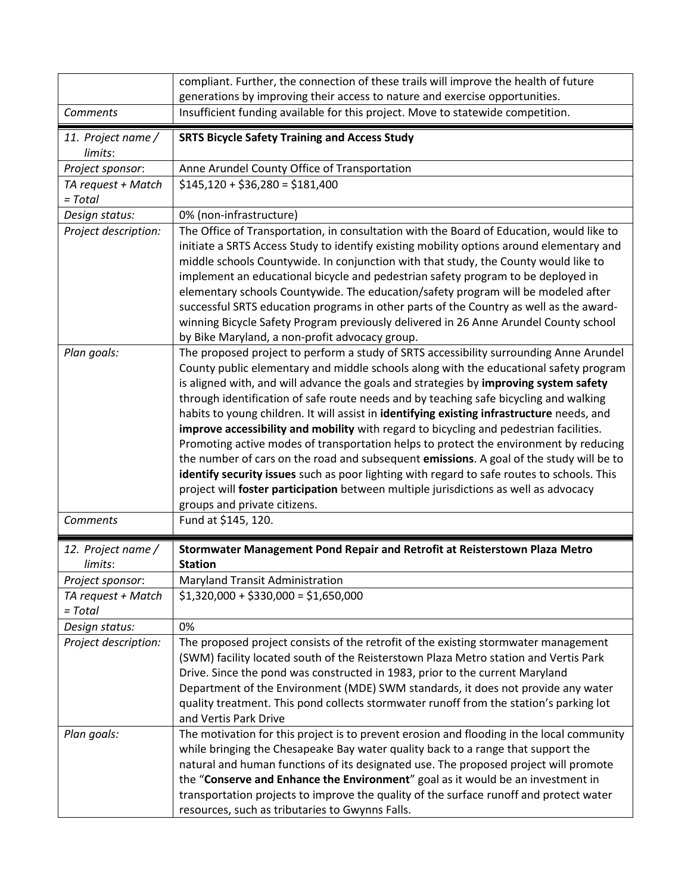| | |
|---|---|
| | compliant. Further, the connection of these trails will improve the health of future generations by improving their access to nature and exercise opportunities. |
| *Comments* | Insufficient funding available for this project. Move to statewide competition. |

| | |
|---|---|
| *11. Project name / limits*: | **SRTS Bicycle Safety Training and Access Study** |
| *Project sponsor*: | Anne Arundel County Office of Transportation |
| *TA request + Match = Total* | $145,120 + $36,280 = $181,400 |
| *Design status:* | 0% (non-infrastructure) |
| *Project description:* | The Office of Transportation, in consultation with the Board of Education, would like to initiate a SRTS Access Study to identify existing mobility options around elementary and middle schools Countywide. In conjunction with that study, the County would like to implement an educational bicycle and pedestrian safety program to be deployed in elementary schools Countywide. The education/safety program will be modeled after successful SRTS education programs in other parts of the Country as well as the award-winning Bicycle Safety Program previously delivered in 26 Anne Arundel County school by Bike Maryland, a non-profit advocacy group. |
| *Plan goals:* | The proposed project to perform a study of SRTS accessibility surrounding Anne Arundel County public elementary and middle schools along with the educational safety program is aligned with, and will advance the goals and strategies by **improving system safety** through identification of safe route needs and by teaching safe bicycling and walking habits to young children. It will assist in **identifying existing infrastructure** needs, and **improve accessibility and mobility** with regard to bicycling and pedestrian facilities. Promoting active modes of transportation helps to protect the environment by reducing the number of cars on the road and subsequent **emissions**. A goal of the study will be to **identify security issues** such as poor lighting with regard to safe routes to schools. This project will **foster participation** between multiple jurisdictions as well as advocacy groups and private citizens. |
| *Comments* | Fund at $145, 120. |

| | |
|---|---|
| *12. Project name / limits*: | **Stormwater Management Pond Repair and Retrofit at Reisterstown Plaza Metro Station** |
| *Project sponsor*: | Maryland Transit Administration |
| *TA request + Match = Total* | $1,320,000 + $330,000 = $1,650,000 |
| *Design status:* | 0% |
| *Project description:* | The proposed project consists of the retrofit of the existing stormwater management (SWM) facility located south of the Reisterstown Plaza Metro station and Vertis Park Drive. Since the pond was constructed in 1983, prior to the current Maryland Department of the Environment (MDE) SWM standards, it does not provide any water quality treatment. This pond collects stormwater runoff from the station's parking lot and Vertis Park Drive |
| *Plan goals:* | The motivation for this project is to prevent erosion and flooding in the local community while bringing the Chesapeake Bay water quality back to a range that support the natural and human functions of its designated use. The proposed project will promote the "**Conserve and Enhance the Environment**" goal as it would be an investment in transportation projects to improve the quality of the surface runoff and protect water resources, such as tributaries to Gwynns Falls. |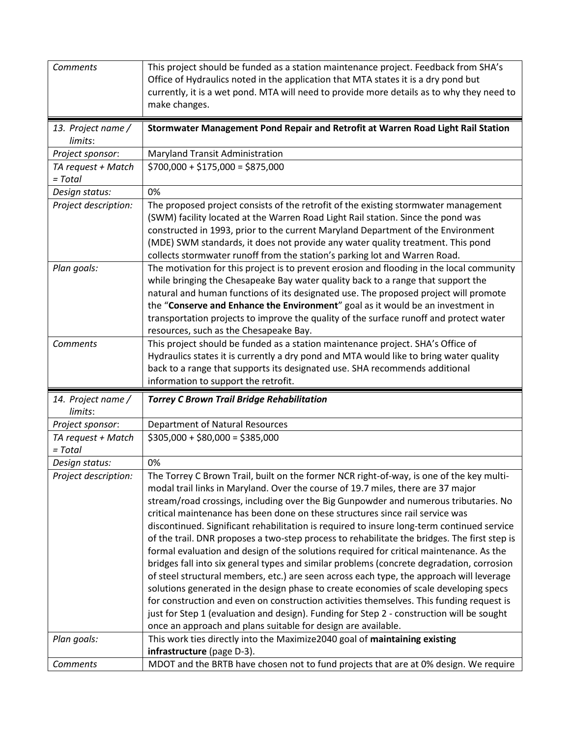| | |
|---|---|
| *Comments* | This project should be funded as a station maintenance project. Feedback from SHA's Office of Hydraulics noted in the application that MTA states it is a dry pond but currently, it is a wet pond. MTA will need to provide more details as to why they need to make changes. |

| | |
|---|---|
| *13. Project name / limits*: | **Stormwater Management Pond Repair and Retrofit at Warren Road Light Rail Station** |
| *Project sponsor*: | Maryland Transit Administration |
| *TA request + Match = Total* | $700,000 + $175,000 = $875,000 |
| *Design status:* | 0% |
| *Project description:* | The proposed project consists of the retrofit of the existing stormwater management (SWM) facility located at the Warren Road Light Rail station. Since the pond was constructed in 1993, prior to the current Maryland Department of the Environment (MDE) SWM standards, it does not provide any water quality treatment. This pond collects stormwater runoff from the station's parking lot and Warren Road. |
| *Plan goals:* | The motivation for this project is to prevent erosion and flooding in the local community while bringing the Chesapeake Bay water quality back to a range that support the natural and human functions of its designated use. The proposed project will promote the "**Conserve and Enhance the Environment**" goal as it would be an investment in transportation projects to improve the quality of the surface runoff and protect water resources, such as the Chesapeake Bay. |
| *Comments* | This project should be funded as a station maintenance project. SHA's Office of Hydraulics states it is currently a dry pond and MTA would like to bring water quality back to a range that supports its designated use. SHA recommends additional information to support the retrofit. |

| | |
|---|---|
| *14. Project name / limits*: | ***Torrey C Brown Trail Bridge Rehabilitation*** |
| *Project sponsor*: | Department of Natural Resources |
| *TA request + Match = Total* | $305,000 + $80,000 = $385,000 |
| *Design status:* | 0% |
| *Project description:* | The Torrey C Brown Trail, built on the former NCR right-of-way, is one of the key multi-modal trail links in Maryland. Over the course of 19.7 miles, there are 37 major stream/road crossings, including over the Big Gunpowder and numerous tributaries. No critical maintenance has been done on these structures since rail service was discontinued. Significant rehabilitation is required to insure long-term continued service of the trail. DNR proposes a two-step process to rehabilitate the bridges. The first step is formal evaluation and design of the solutions required for critical maintenance. As the bridges fall into six general types and similar problems (concrete degradation, corrosion of steel structural members, etc.) are seen across each type, the approach will leverage solutions generated in the design phase to create economies of scale developing specs for construction and even on construction activities themselves. This funding request is just for Step 1 (evaluation and design). Funding for Step 2 - construction will be sought once an approach and plans suitable for design are available. |
| *Plan goals:* | This work ties directly into the Maximize2040 goal of **maintaining existing infrastructure** (page D-3). |
| *Comments* | MDOT and the BRTB have chosen not to fund projects that are at 0% design. We require |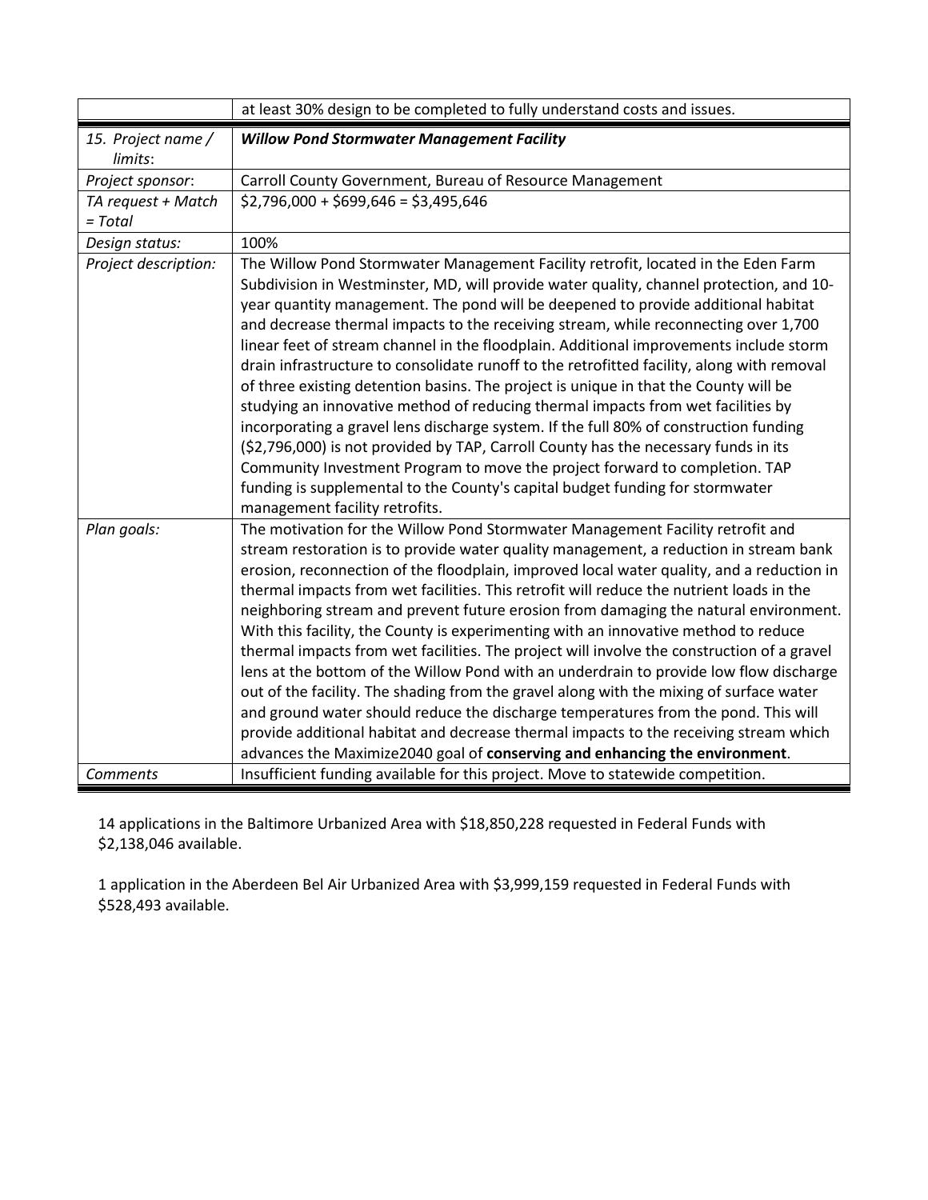| | |
|---|---|
| | at least 30% design to be completed to fully understand costs and issues. |
| *15. Project name / limits*: | ***Willow Pond Stormwater Management Facility*** |
| *Project sponsor*: | Carroll County Government, Bureau of Resource Management |
| *TA request + Match = Total* | \$2,796,000 + \$699,646 = \$3,495,646 |
| *Design status:* | 100% |
| *Project description:* | The Willow Pond Stormwater Management Facility retrofit, located in the Eden Farm Subdivision in Westminster, MD, will provide water quality, channel protection, and 10-year quantity management. The pond will be deepened to provide additional habitat and decrease thermal impacts to the receiving stream, while reconnecting over 1,700 linear feet of stream channel in the floodplain. Additional improvements include storm drain infrastructure to consolidate runoff to the retrofitted facility, along with removal of three existing detention basins. The project is unique in that the County will be studying an innovative method of reducing thermal impacts from wet facilities by incorporating a gravel lens discharge system. If the full 80% of construction funding (\$2,796,000) is not provided by TAP, Carroll County has the necessary funds in its Community Investment Program to move the project forward to completion. TAP funding is supplemental to the County's capital budget funding for stormwater management facility retrofits. |
| *Plan goals:* | The motivation for the Willow Pond Stormwater Management Facility retrofit and stream restoration is to provide water quality management, a reduction in stream bank erosion, reconnection of the floodplain, improved local water quality, and a reduction in thermal impacts from wet facilities. This retrofit will reduce the nutrient loads in the neighboring stream and prevent future erosion from damaging the natural environment. With this facility, the County is experimenting with an innovative method to reduce thermal impacts from wet facilities. The project will involve the construction of a gravel lens at the bottom of the Willow Pond with an underdrain to provide low flow discharge out of the facility. The shading from the gravel along with the mixing of surface water and ground water should reduce the discharge temperatures from the pond. This will provide additional habitat and decrease thermal impacts to the receiving stream which advances the Maximize2040 goal of **conserving and enhancing the environment**. |
| *Comments* | Insufficient funding available for this project. Move to statewide competition. |

14 applications in the Baltimore Urbanized Area with \$18,850,228 requested in Federal Funds with \$2,138,046 available.

1 application in the Aberdeen Bel Air Urbanized Area with \$3,999,159 requested in Federal Funds with \$528,493 available.